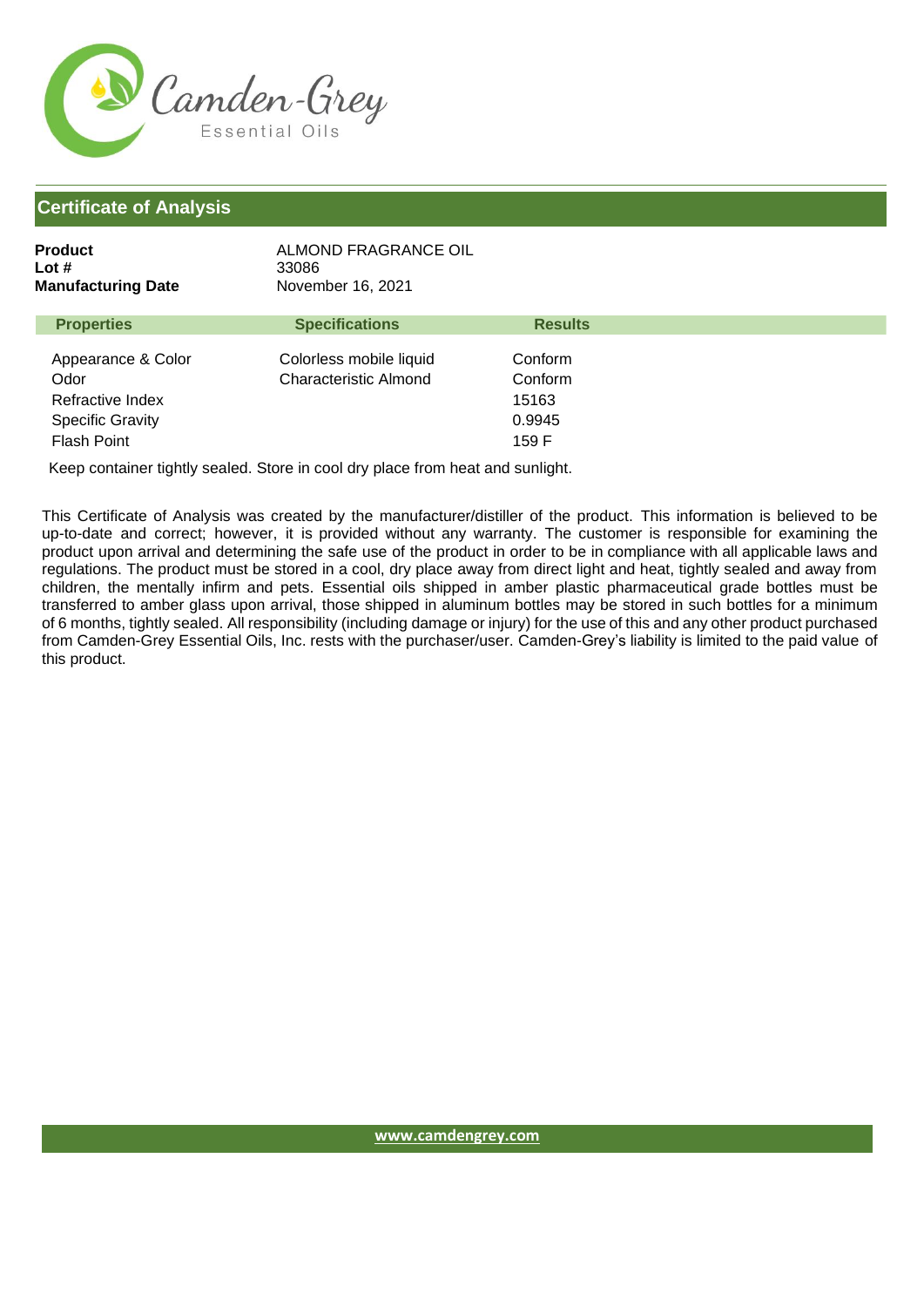Camden-Grey

Essential Oils

## Certificate of Analysis

**Product** ALMOND FRAGRANCE OIL
**Lot #** 33086
**Manufacturing Date** November 16, 2021

| Properties | Specifications | Results |
| --- | --- | --- |
| Appearance & Color | Colorless mobile liquid | Conform |
| Odor | Characteristic Almond | Conform |
| Refractive Index | | 15163 |
| Specific Gravity | | 0.9945 |
| Flash Point | | 159 F |

Keep container tightly sealed. Store in cool dry place from heat and sunlight.

This Certificate of Analysis was created by the manufacturer/distiller of the product. This information is believed to be up-to-date and correct; however, it is provided without any warranty. The customer is responsible for examining the product upon arrival and determining the safe use of the product in order to be in compliance with all applicable laws and regulations. The product must be stored in a cool, dry place away from direct light and heat, tightly sealed and away from children, the mentally infirm and pets. Essential oils shipped in amber plastic pharmaceutical grade bottles must be transferred to amber glass upon arrival, those shipped in aluminum bottles may be stored in such bottles for a minimum of 6 months, tightly sealed. All responsibility (including damage or injury) for the use of this and any other product purchased from Camden-Grey Essential Oils, Inc. rests with the purchaser/user. Camden-Grey's liability is limited to the paid value of this product.

www.camdengrey.com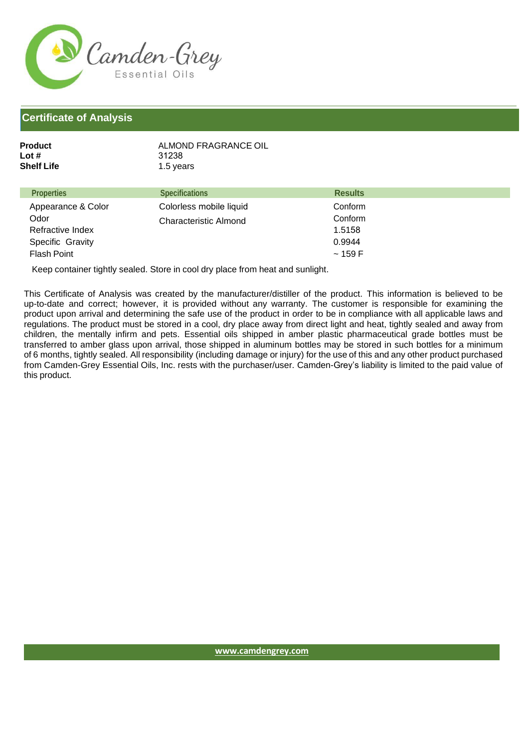Camden-Grey
Essential Oils

## Certificate of Analysis

**Product** ALMOND FRAGRANCE OIL
**Lot #** 31238
**Shelf Life** 1.5 years

| Properties | Specifications | Results |
| --- | --- | --- |
| Appearance & Color | Colorless mobile liquid | Conform |
| Odor | Characteristic Almond | Conform |
| Refractive Index | | 1.5158 |
| Specific Gravity | | 0.9944 |
| Flash Point | | ~ 159 F |

Keep container tightly sealed. Store in cool dry place from heat and sunlight.

This Certificate of Analysis was created by the manufacturer/distiller of the product. This information is believed to be up-to-date and correct; however, it is provided without any warranty. The customer is responsible for examining the product upon arrival and determining the safe use of the product in order to be in compliance with all applicable laws and regulations. The product must be stored in a cool, dry place away from direct light and heat, tightly sealed and away from children, the mentally infirm and pets. Essential oils shipped in amber plastic pharmaceutical grade bottles must be transferred to amber glass upon arrival, those shipped in aluminum bottles may be stored in such bottles for a minimum of 6 months, tightly sealed. All responsibility (including damage or injury) for the use of this and any other product purchased from Camden-Grey Essential Oils, Inc. rests with the purchaser/user. Camden-Grey's liability is limited to the paid value of this product.

www.camdengrey.com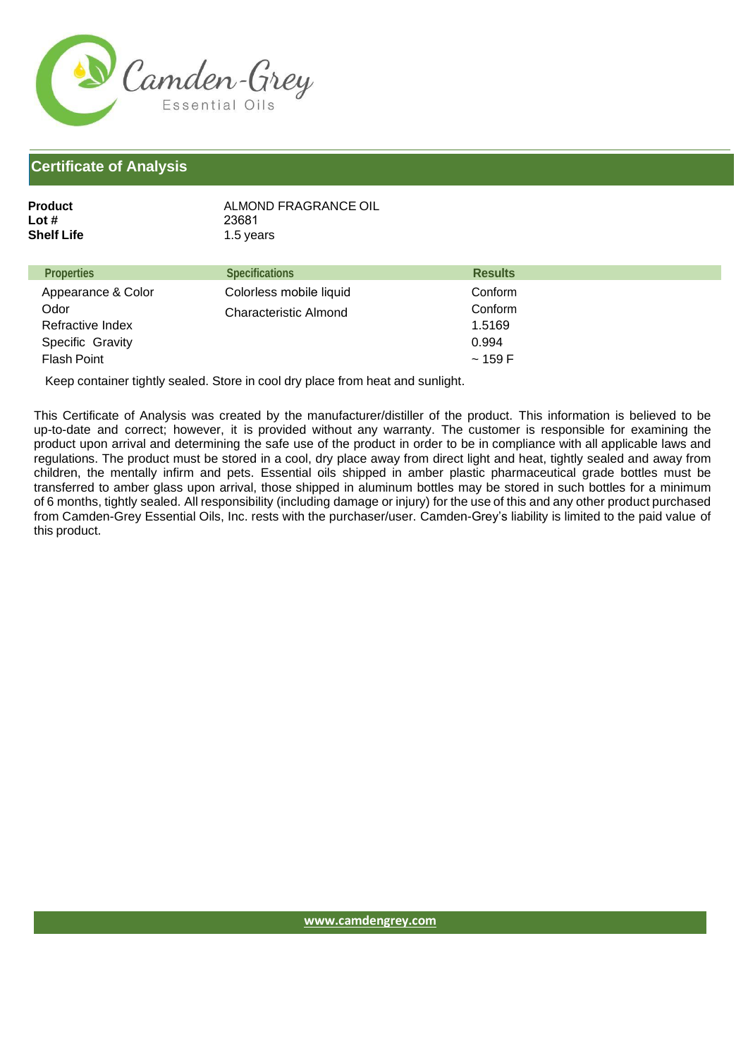Camden-Grey Essential Oils

## Certificate of Analysis

**Product** ALMOND FRAGRANCE OIL
**Lot #** 23681
**Shelf Life** 1.5 years

| Properties | Specifications | Results |
|---|---|---|
| Appearance & Color | Colorless mobile liquid | Conform |
| Odor | Characteristic Almond | Conform |
| Refractive Index | | 1.5169 |
| Specific Gravity | | 0.994 |
| Flash Point | | ~ 159 F |

Keep container tightly sealed. Store in cool dry place from heat and sunlight.

This Certificate of Analysis was created by the manufacturer/distiller of the product. This information is believed to be up-to-date and correct; however, it is provided without any warranty. The customer is responsible for examining the product upon arrival and determining the safe use of the product in order to be in compliance with all applicable laws and regulations. The product must be stored in a cool, dry place away from direct light and heat, tightly sealed and away from children, the mentally infirm and pets. Essential oils shipped in amber plastic pharmaceutical grade bottles must be transferred to amber glass upon arrival, those shipped in aluminum bottles may be stored in such bottles for a minimum of 6 months, tightly sealed. All responsibility (including damage or injury) for the use of this and any other product purchased from Camden-Grey Essential Oils, Inc. rests with the purchaser/user. Camden-Grey's liability is limited to the paid value of this product.

www.camdengrey.com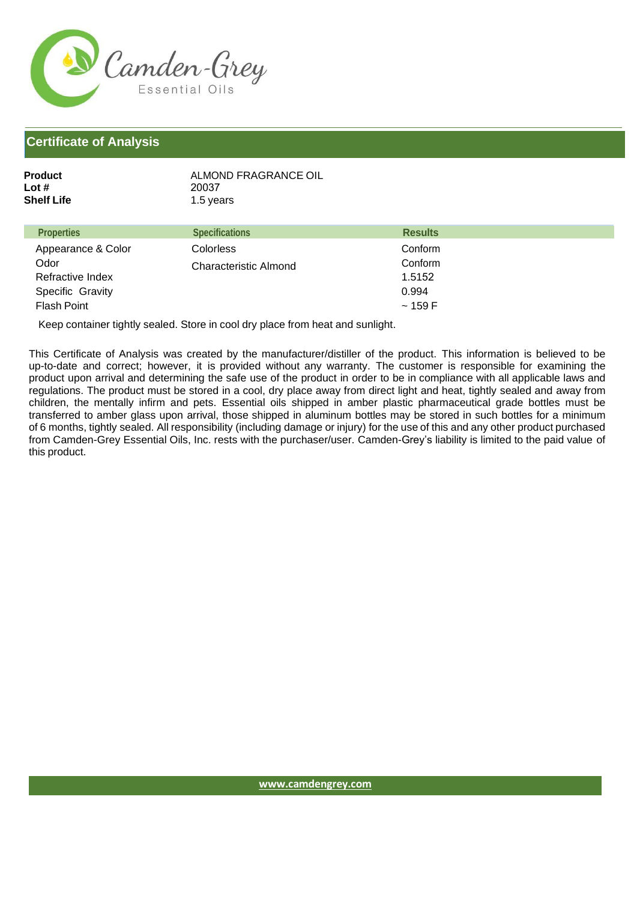Camden-Grey

Essential Oils

## Certificate of Analysis

**Product** ALMOND FRAGRANCE OIL
**Lot #** 20037
**Shelf Life** 1.5 years

| Properties | Specifications | Results |
| --- | --- | --- |
| Appearance & Color | Colorless | Conform |
| Odor | Characteristic Almond | Conform |
| Refractive Index | | 1.5152 |
| Specific Gravity | | 0.994 |
| Flash Point | | ~ 159 F |

Keep container tightly sealed. Store in cool dry place from heat and sunlight.

This Certificate of Analysis was created by the manufacturer/distiller of the product. This information is believed to be up-to-date and correct; however, it is provided without any warranty. The customer is responsible for examining the product upon arrival and determining the safe use of the product in order to be in compliance with all applicable laws and regulations. The product must be stored in a cool, dry place away from direct light and heat, tightly sealed and away from children, the mentally infirm and pets. Essential oils shipped in amber plastic pharmaceutical grade bottles must be transferred to amber glass upon arrival, those shipped in aluminum bottles may be stored in such bottles for a minimum of 6 months, tightly sealed. All responsibility (including damage or injury) for the use of this and any other product purchased from Camden-Grey Essential Oils, Inc. rests with the purchaser/user. Camden-Grey's liability is limited to the paid value of this product.

www.camdengrey.com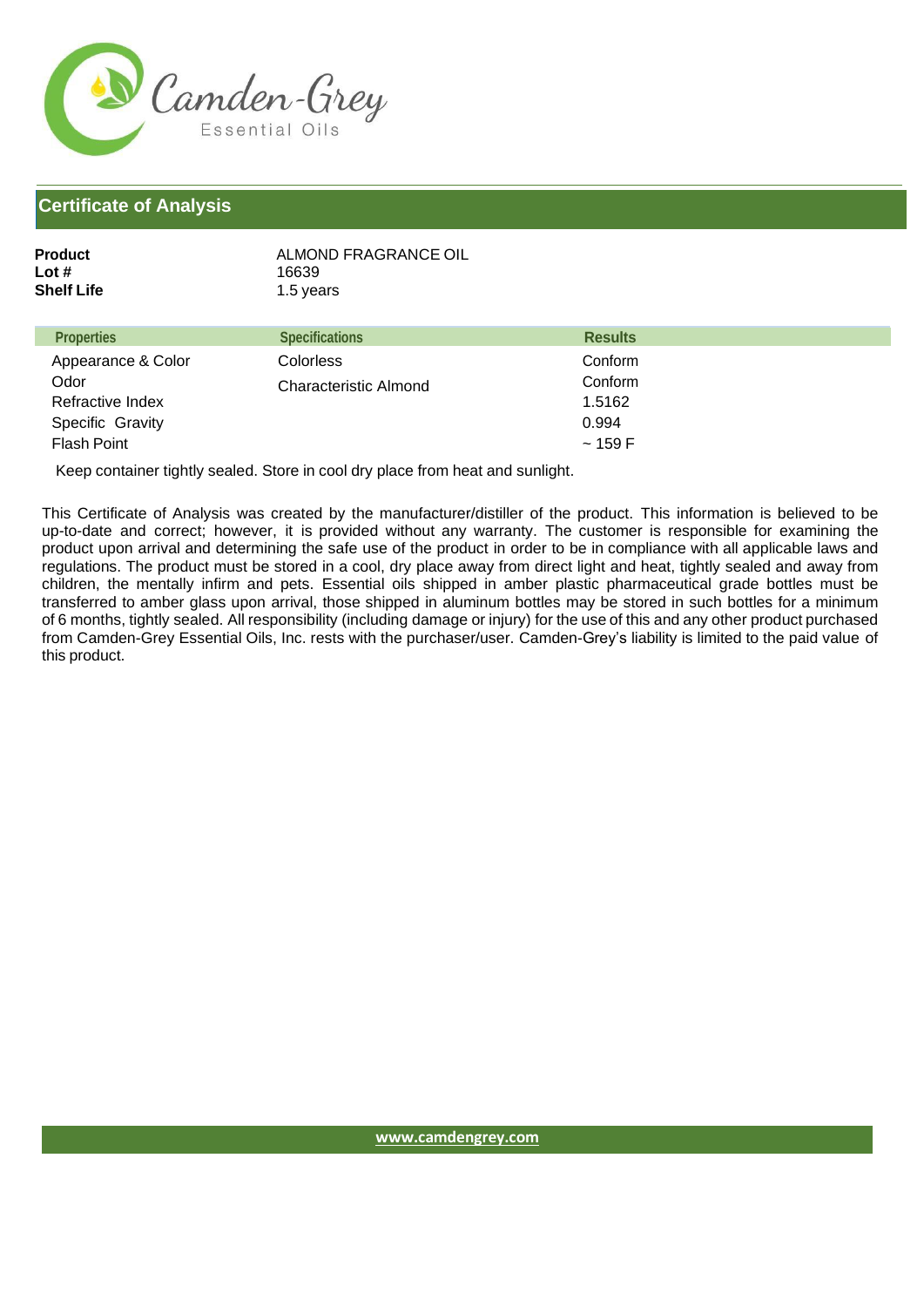Camden-Grey
Essential Oils

## Certificate of Analysis

**Product** ALMOND FRAGRANCE OIL
**Lot #** 16639
**Shelf Life** 1.5 years

| Properties | Specifications | Results |
|---|---|---|
| Appearance & Color | Colorless | Conform |
| Odor | Characteristic Almond | Conform |
| Refractive Index | | 1.5162 |
| Specific Gravity | | 0.994 |
| Flash Point | | ~ 159 F |

Keep container tightly sealed. Store in cool dry place from heat and sunlight.

This Certificate of Analysis was created by the manufacturer/distiller of the product. This information is believed to be up-to-date and correct; however, it is provided without any warranty. The customer is responsible for examining the product upon arrival and determining the safe use of the product in order to be in compliance with all applicable laws and regulations. The product must be stored in a cool, dry place away from direct light and heat, tightly sealed and away from children, the mentally infirm and pets. Essential oils shipped in amber plastic pharmaceutical grade bottles must be transferred to amber glass upon arrival, those shipped in aluminum bottles may be stored in such bottles for a minimum of 6 months, tightly sealed. All responsibility (including damage or injury) for the use of this and any other product purchased from Camden-Grey Essential Oils, Inc. rests with the purchaser/user. Camden-Grey's liability is limited to the paid value of this product.

www.camdengrey.com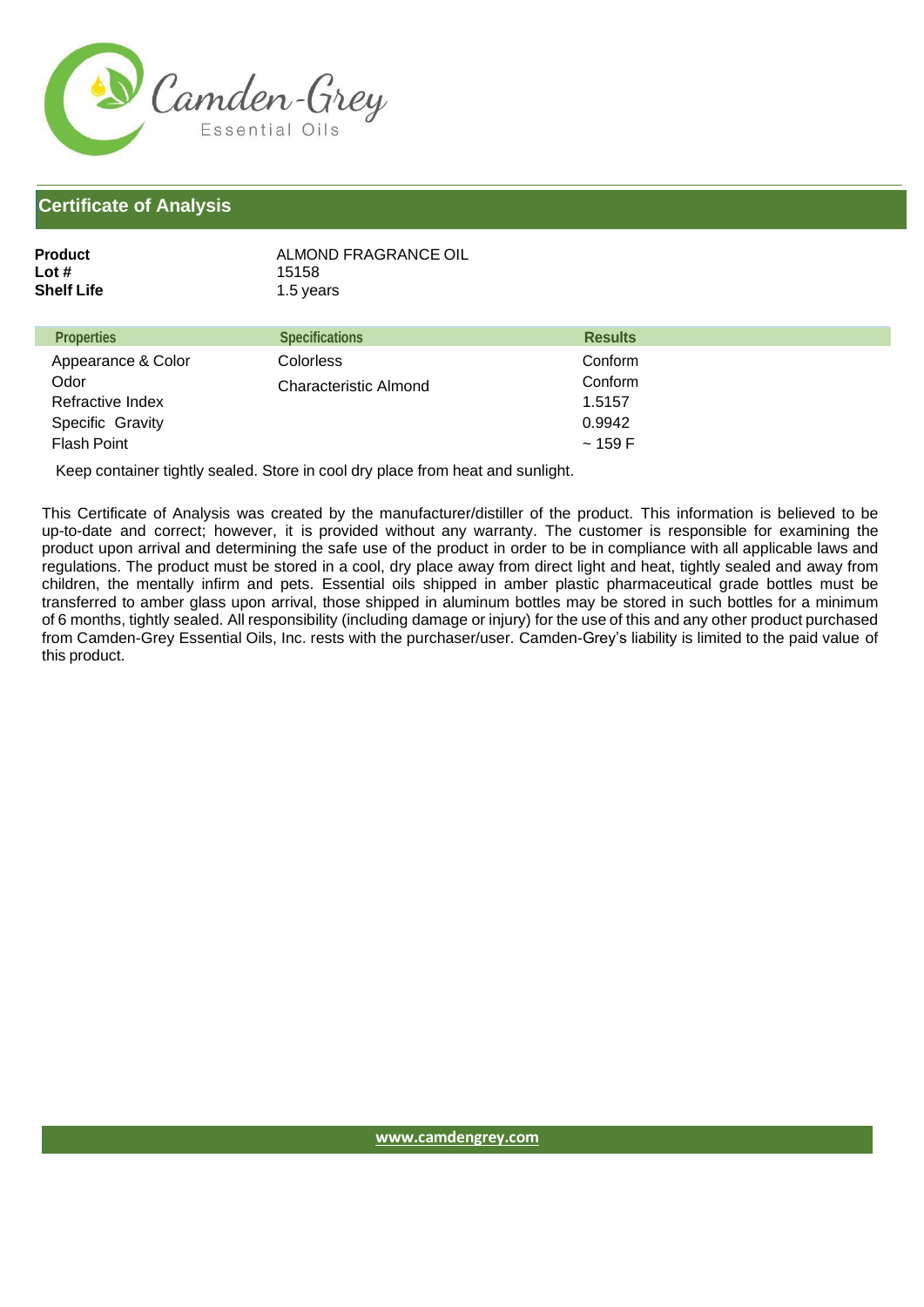Camden-Grey

Essential Oils

## Certificate of Analysis

**Product** ALMOND FRAGRANCE OIL
**Lot #** 15158
**Shelf Life** 1.5 years

| Properties | Specifications | Results |
| --- | --- | --- |
| Appearance & Color | Colorless | Conform |
| Odor | Characteristic Almond | Conform |
| Refractive Index | | 1.5157 |
| Specific Gravity | | 0.9942 |
| Flash Point | | ~ 159 F |

Keep container tightly sealed. Store in cool dry place from heat and sunlight.

This Certificate of Analysis was created by the manufacturer/distiller of the product. This information is believed to be up-to-date and correct; however, it is provided without any warranty. The customer is responsible for examining the product upon arrival and determining the safe use of the product in order to be in compliance with all applicable laws and regulations. The product must be stored in a cool, dry place away from direct light and heat, tightly sealed and away from children, the mentally infirm and pets. Essential oils shipped in amber plastic pharmaceutical grade bottles must be transferred to amber glass upon arrival, those shipped in aluminum bottles may be stored in such bottles for a minimum of 6 months, tightly sealed. All responsibility (including damage or injury) for the use of this and any other product purchased from Camden-Grey Essential Oils, Inc. rests with the purchaser/user. Camden-Grey's liability is limited to the paid value of this product.

www.camdengrey.com